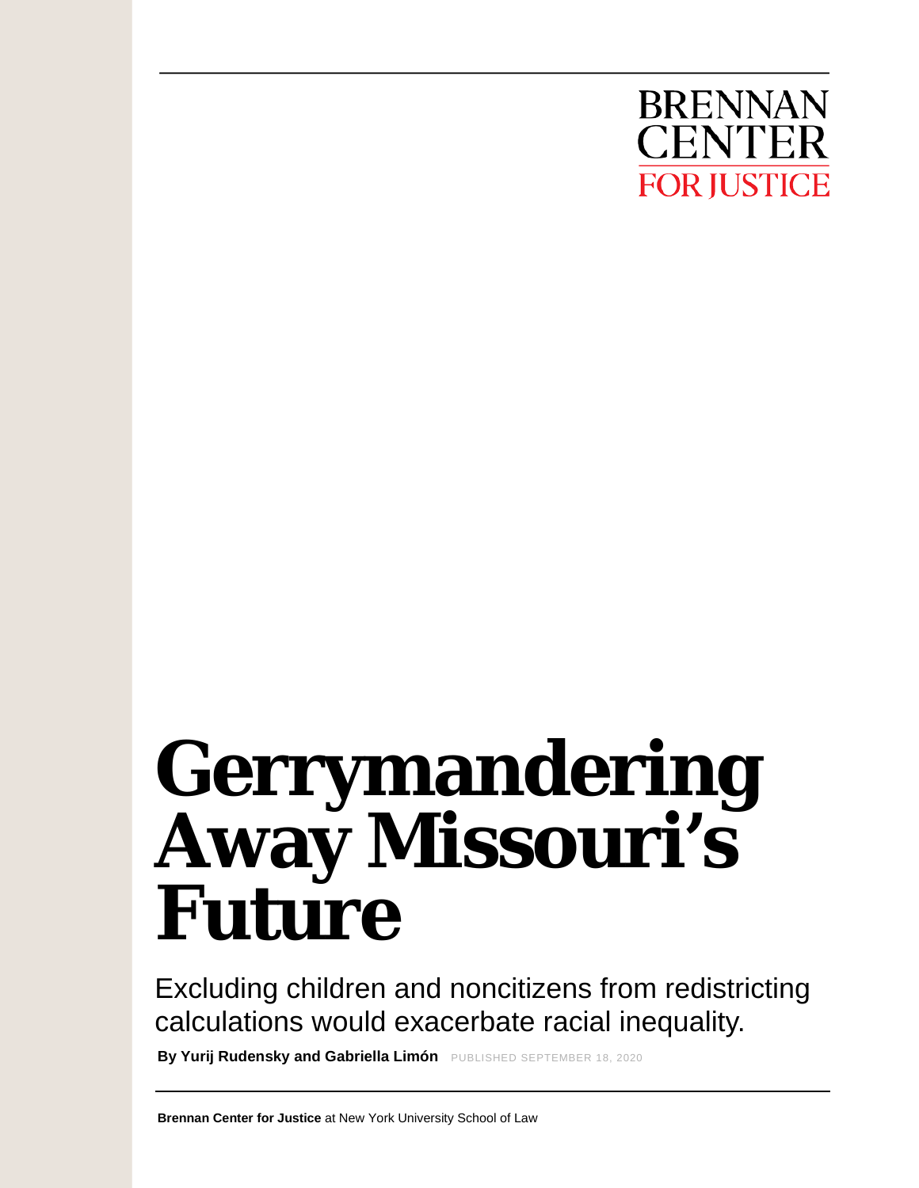BRENNAN CENTER FOR JUSTICE

# Gerrymandering Away Missouri's Future

Excluding children and noncitizens from redistricting calculations would exacerbate racial inequality.

**By Yurij Rudensky and Gabriella Limón** PUBLISHED SEPTEMBER 18, 2020

**Brennan Center for Justice** at New York University School of Law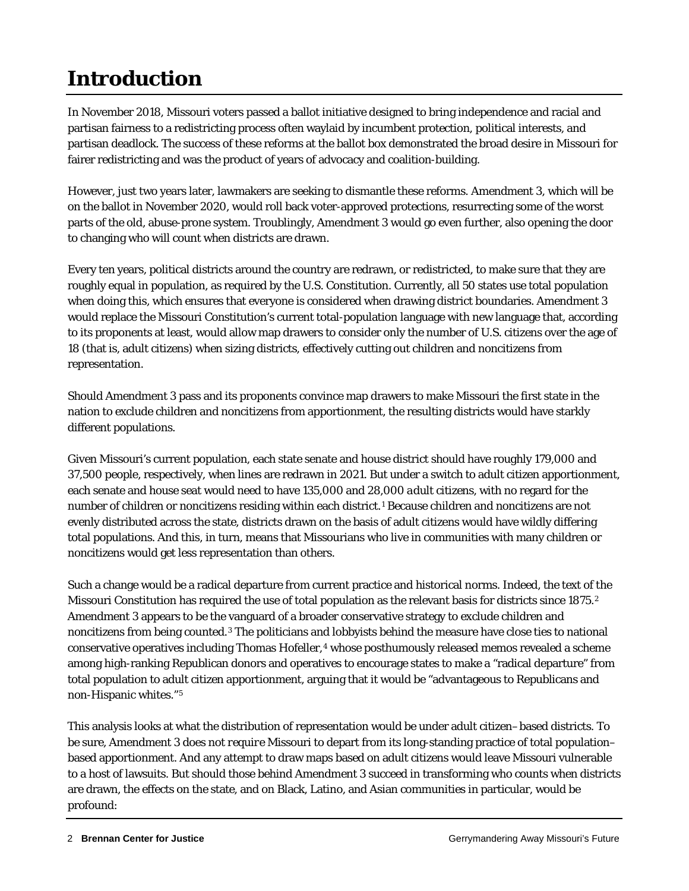# Introduction

In November 2018, Missouri voters passed a ballot initiative designed to bring independence and racial and partisan fairness to a redistricting process often waylaid by incumbent protection, political interests, and partisan deadlock. The success of these reforms at the ballot box demonstrated the broad desire in Missouri for fairer redistricting and was the product of years of advocacy and coalition-building.

However, just two years later, lawmakers are seeking to dismantle these reforms. Amendment 3, which will be on the ballot in November 2020, would roll back voter-approved protections, resurrecting some of the worst parts of the old, abuse-prone system. Troublingly, Amendment 3 would go even further, also opening the door to changing who will count when districts are drawn.

Every ten years, political districts around the country are redrawn, or redistricted, to make sure that they are roughly equal in population, as required by the U.S. Constitution. Currently, all 50 states use total population when doing this, which ensures that everyone is considered when drawing district boundaries. Amendment 3 would replace the Missouri Constitution's current total-population language with new language that, according to its proponents at least, would allow map drawers to consider only the number of U.S. citizens over the age of 18 (that is, adult citizens) when sizing districts, effectively cutting out children and noncitizens from representation.

Should Amendment 3 pass and its proponents convince map drawers to make Missouri the first state in the nation to exclude children and noncitizens from apportionment, the resulting districts would have starkly different populations.

Given Missouri's current population, each state senate and house district should have roughly 179,000 and 37,500 people, respectively, when lines are redrawn in 2021. But under a switch to adult citizen apportionment, each senate and house seat would need to have 135,000 and 28,000 *adult citizens*, with no regard for the number of children or noncitizens residing within each district.[1] Because children and noncitizens are not evenly distributed across the state, districts drawn on the basis of adult citizens would have wildly differing total populations. And this, in turn, means that Missourians who live in communities with many children or noncitizens would get less representation than others.

Such a change would be a radical departure from current practice and historical norms. Indeed, the text of the Missouri Constitution has required the use of total population as the relevant basis for districts since 1875.[2] Amendment 3 appears to be the vanguard of a broader conservative strategy to exclude children and noncitizens from being counted.[3] The politicians and lobbyists behind the measure have close ties to national conservative operatives including Thomas Hofeller,[4] whose posthumously released memos revealed a scheme among high-ranking Republican donors and operatives to encourage states to make a "radical departure" from total population to adult citizen apportionment, arguing that it would be "advantageous to Republicans and non-Hispanic whites."[5]

This analysis looks at what the distribution of representation would be under adult citizen–based districts. To be sure, Amendment 3 does not *require* Missouri to depart from its long-standing practice of total population–based apportionment. And any attempt to draw maps based on adult citizens would leave Missouri vulnerable to a host of lawsuits. But should those behind Amendment 3 succeed in transforming who counts when districts are drawn, the effects on the state, and on Black, Latino, and Asian communities in particular, would be profound: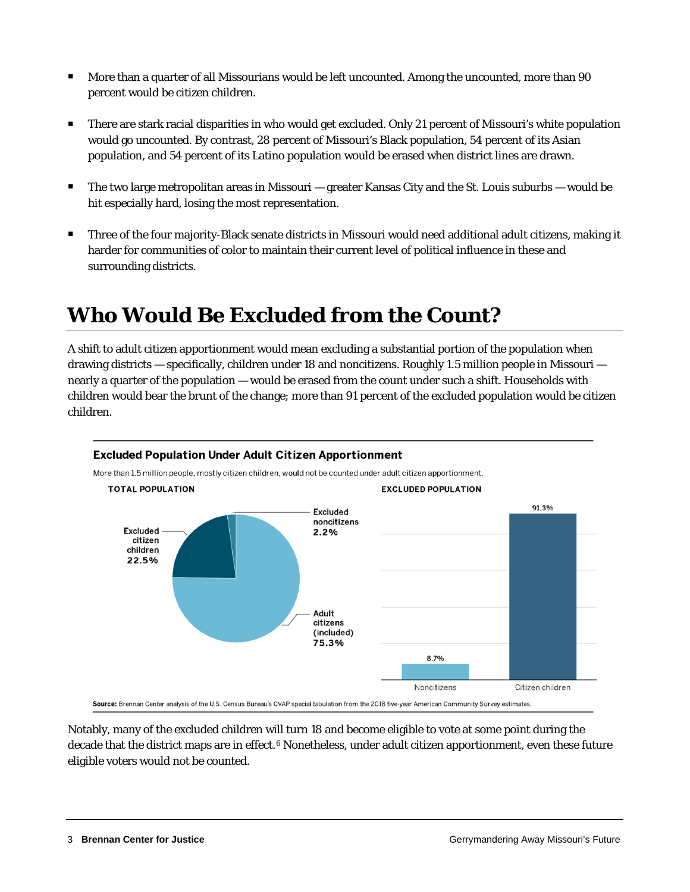- More than a quarter of all Missourians would be left uncounted. Among the uncounted, more than 90 percent would be citizen children.
- There are stark racial disparities in who would get excluded. Only 21 percent of Missouri's white population would go uncounted. By contrast, 28 percent of Missouri's Black population, 54 percent of its Asian population, and 54 percent of its Latino population would be erased when district lines are drawn.
- The two large metropolitan areas in Missouri — greater Kansas City and the St. Louis suburbs — would be hit especially hard, losing the most representation.
- Three of the four majority-Black senate districts in Missouri would need additional adult citizens, making it harder for communities of color to maintain their current level of political influence in these and surrounding districts.

# Who Would Be Excluded from the Count?

A shift to adult citizen apportionment would mean excluding a substantial portion of the population when drawing districts — specifically, children under 18 and noncitizens. Roughly 1.5 million people in Missouri — nearly a quarter of the population — would be erased from the count under such a shift. Households with children would bear the brunt of the change; more than 91 percent of the excluded population would be citizen children.

**Excluded Population Under Adult Citizen Apportionment**

More than 1.5 million people, mostly citizen children, would not be counted under adult citizen apportionment.

**TOTAL POPULATION**

| Group | Share |
| --- | --- |
| Excluded citizen children | 22.5% |
| Excluded noncitizens | 2.2% |
| Adult citizens (included) | 75.3% |

**EXCLUDED POPULATION**

| Group | Share |
| --- | --- |
| Noncitizens | 8.7% |
| Citizen children | 91.3% |

**Source:** Brennan Center analysis of the U.S. Census Bureau's CVAP special tabulation from the 2018 five-year American Community Survey estimates.

Notably, many of the excluded children will turn 18 and become eligible to vote at some point during the decade that the district maps are in effect.[6] Nonetheless, under adult citizen apportionment, even these future eligible voters would not be counted.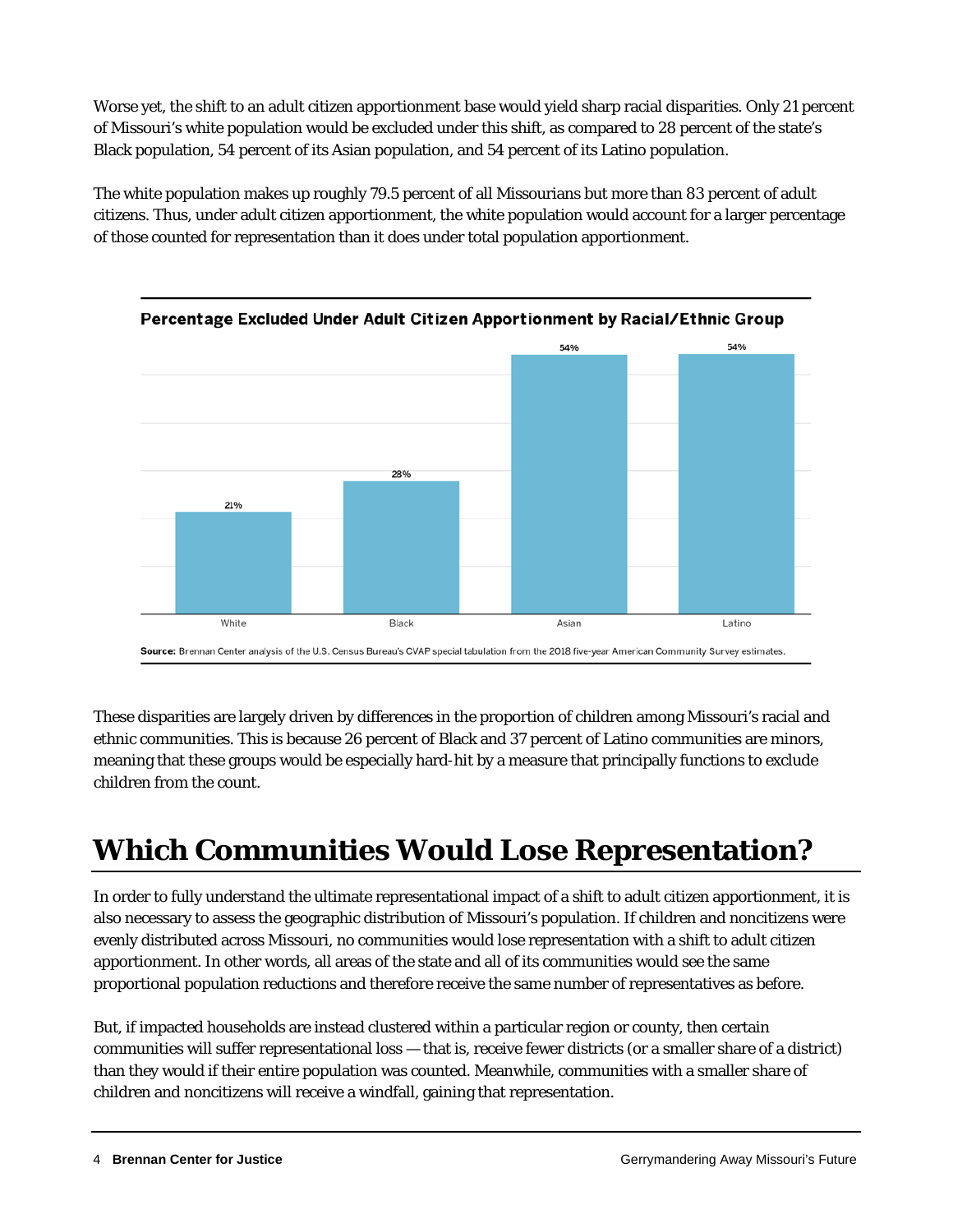Worse yet, the shift to an adult citizen apportionment base would yield sharp racial disparities. Only 21 percent of Missouri's white population would be excluded under this shift, as compared to 28 percent of the state's Black population, 54 percent of its Asian population, and 54 percent of its Latino population.

The white population makes up roughly 79.5 percent of all Missourians but more than 83 percent of adult citizens. Thus, under adult citizen apportionment, the white population would account for a larger percentage of those counted for representation than it does under total population apportionment.

**Percentage Excluded Under Adult Citizen Apportionment by Racial/Ethnic Group**

| White | Black | Asian | Latino |
|---|---|---|---|
| 21% | 28% | 54% | 54% |

**Source:** Brennan Center analysis of the U.S. Census Bureau's CVAP special tabulation from the 2018 five-year American Community Survey estimates.

These disparities are largely driven by differences in the proportion of children among Missouri's racial and ethnic communities. This is because 26 percent of Black and 37 percent of Latino communities are minors, meaning that these groups would be especially hard-hit by a measure that principally functions to exclude children from the count.

## Which Communities Would Lose Representation?

In order to fully understand the ultimate representational impact of a shift to adult citizen apportionment, it is also necessary to assess the geographic distribution of Missouri's population. If children and noncitizens were evenly distributed across Missouri, no communities would lose representation with a shift to adult citizen apportionment. In other words, all areas of the state and all of its communities would see the same proportional population reductions and therefore receive the same number of representatives as before.

But, if impacted households are instead clustered within a particular region or county, then certain communities will suffer representational loss — that is, receive fewer districts (or a smaller share of a district) than they would if their entire population was counted. Meanwhile, communities with a smaller share of children and noncitizens will receive a windfall, gaining that representation.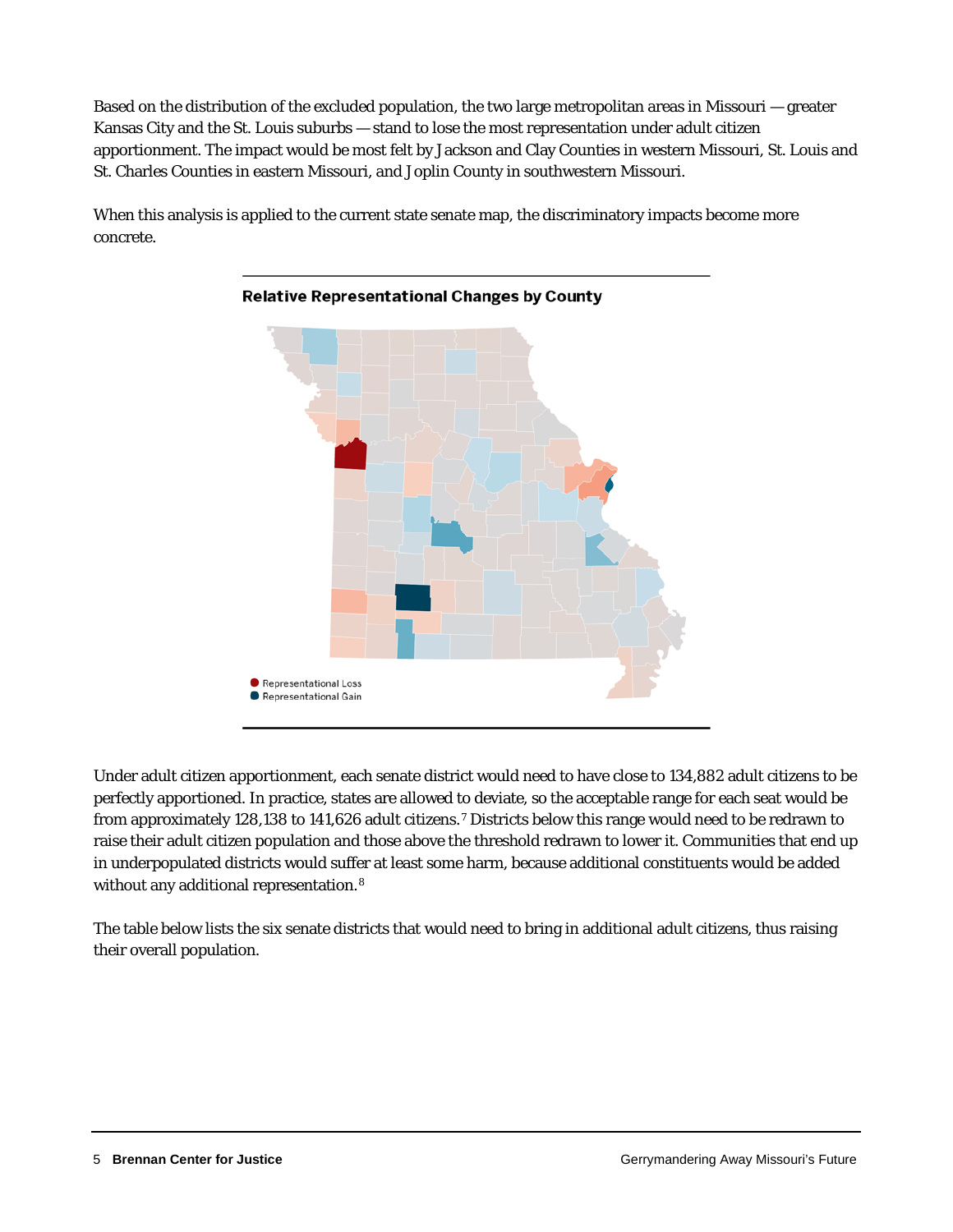Based on the distribution of the excluded population, the two large metropolitan areas in Missouri — greater Kansas City and the St. Louis suburbs — stand to lose the most representation under adult citizen apportionment. The impact would be most felt by Jackson and Clay Counties in western Missouri, St. Louis and St. Charles Counties in eastern Missouri, and Joplin County in southwestern Missouri.

When this analysis is applied to the current state senate map, the discriminatory impacts become more concrete.

**Relative Representational Changes by County**

Representational Loss
Representational Gain

Under adult citizen apportionment, each senate district would need to have close to 134,882 adult citizens to be perfectly apportioned. In practice, states are allowed to deviate, so the acceptable range for each seat would be from approximately 128,138 to 141,626 adult citizens.[7] Districts below this range would need to be redrawn to raise their adult citizen population and those above the threshold redrawn to lower it. Communities that end up in underpopulated districts would suffer at least some harm, because additional constituents would be added without any additional representation.[8]

The table below lists the six senate districts that would need to bring in additional adult citizens, thus raising their overall population.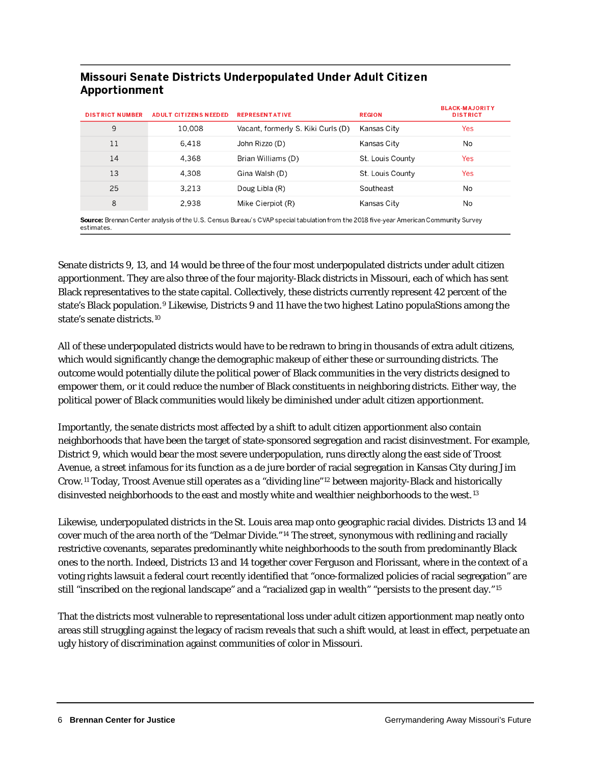### Missouri Senate Districts Underpopulated Under Adult Citizen Apportionment

| DISTRICT NUMBER | ADULT CITIZENS NEEDED | REPRESENTATIVE | REGION | BLACK-MAJORITY DISTRICT |
|---|---|---|---|---|
| 9 | 10,008 | Vacant, formerly S. Kiki Curls (D) | Kansas City | Yes |
| 11 | 6,418 | John Rizzo (D) | Kansas City | No |
| 14 | 4,368 | Brian Williams (D) | St. Louis County | Yes |
| 13 | 4,308 | Gina Walsh (D) | St. Louis County | Yes |
| 25 | 3,213 | Doug Libla (R) | Southeast | No |
| 8 | 2,938 | Mike Cierpiot (R) | Kansas City | No |

**Source:** Brennan Center analysis of the U.S. Census Bureau's CVAP special tabulation from the 2018 five-year American Community Survey estimates.

Senate districts 9, 13, and 14 would be three of the four most underpopulated districts under adult citizen apportionment. They are also three of the four majority-Black districts in Missouri, each of which has sent Black representatives to the state capital. Collectively, these districts currently represent 42 percent of the state's Black population.[9] Likewise, Districts 9 and 11 have the two highest Latino populaStions among the state's senate districts.[10]

All of these underpopulated districts would have to be redrawn to bring in thousands of extra adult citizens, which would significantly change the demographic makeup of either these or surrounding districts. The outcome would potentially dilute the political power of Black communities in the very districts designed to empower them, or it could reduce the number of Black constituents in neighboring districts. Either way, the political power of Black communities would likely be diminished under adult citizen apportionment.

Importantly, the senate districts most affected by a shift to adult citizen apportionment also contain neighborhoods that have been the target of state-sponsored segregation and racist disinvestment. For example, District 9, which would bear the most severe underpopulation, runs directly along the east side of Troost Avenue, a street infamous for its function as a de jure border of racial segregation in Kansas City during Jim Crow.[11] Today, Troost Avenue still operates as a "dividing line"[12] between majority-Black and historically disinvested neighborhoods to the east and mostly white and wealthier neighborhoods to the west.[13]

Likewise, underpopulated districts in the St. Louis area map onto geographic racial divides. Districts 13 and 14 cover much of the area north of the "Delmar Divide."[14] The street, synonymous with redlining and racially restrictive covenants, separates predominantly white neighborhoods to the south from predominantly Black ones to the north. Indeed, Districts 13 and 14 together cover Ferguson and Florissant, where in the context of a voting rights lawsuit a federal court recently identified that "once-formalized policies of racial segregation" are still "inscribed on the regional landscape" and a "racialized gap in wealth" "persists to the present day."[15]

That the districts most vulnerable to representational loss under adult citizen apportionment map neatly onto areas still struggling against the legacy of racism reveals that such a shift would, at least in effect, perpetuate an ugly history of discrimination against communities of color in Missouri.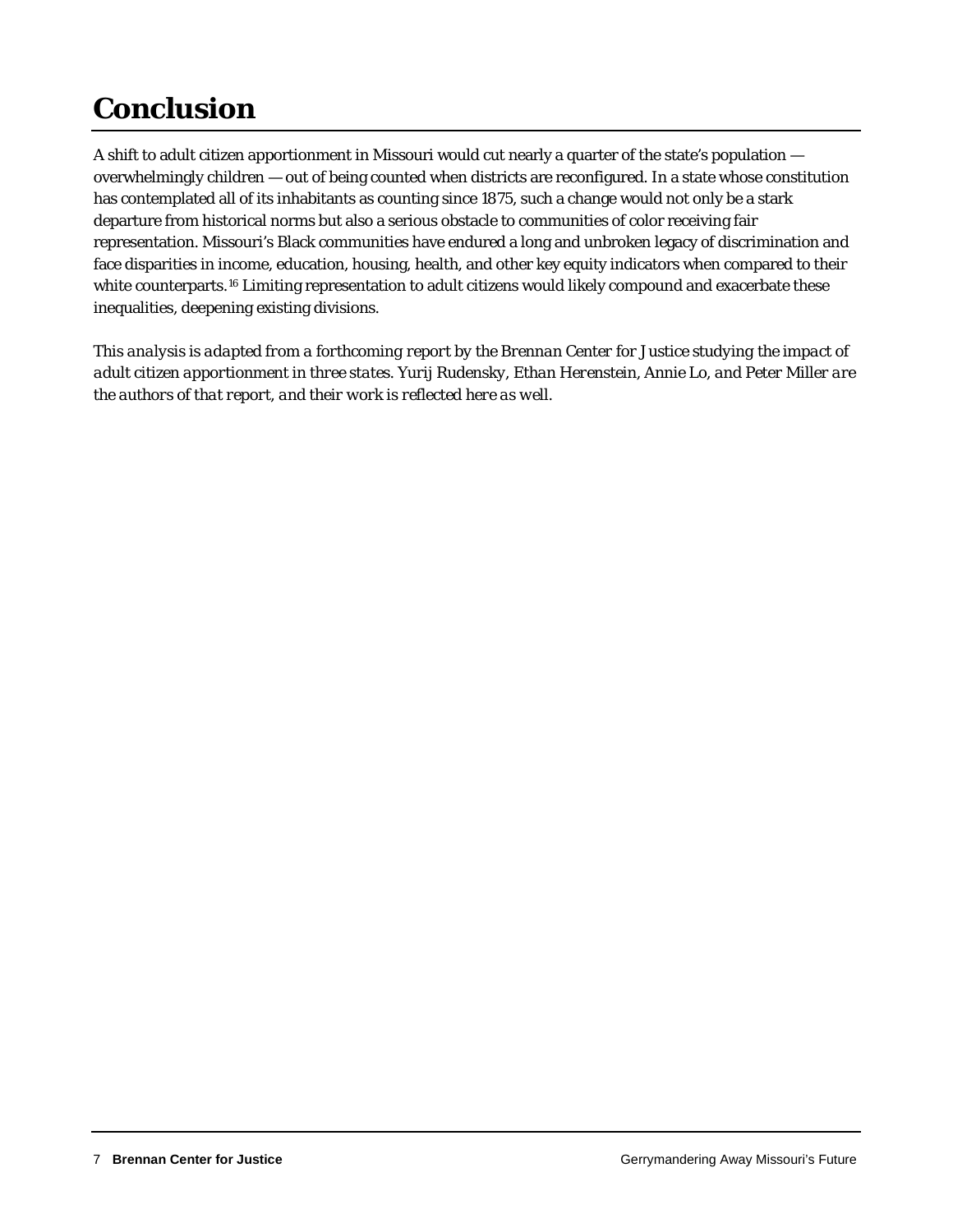# Conclusion

A shift to adult citizen apportionment in Missouri would cut nearly a quarter of the state's population — overwhelmingly children — out of being counted when districts are reconfigured. In a state whose constitution has contemplated all of its inhabitants as counting since 1875, such a change would not only be a stark departure from historical norms but also a serious obstacle to communities of color receiving fair representation. Missouri's Black communities have endured a long and unbroken legacy of discrimination and face disparities in income, education, housing, health, and other key equity indicators when compared to their white counterparts.[16] Limiting representation to adult citizens would likely compound and exacerbate these inequalities, deepening existing divisions.

*This analysis is adapted from a forthcoming report by the Brennan Center for Justice studying the impact of adult citizen apportionment in three states. Yurij Rudensky, Ethan Herenstein, Annie Lo, and Peter Miller are the authors of that report, and their work is reflected here as well.*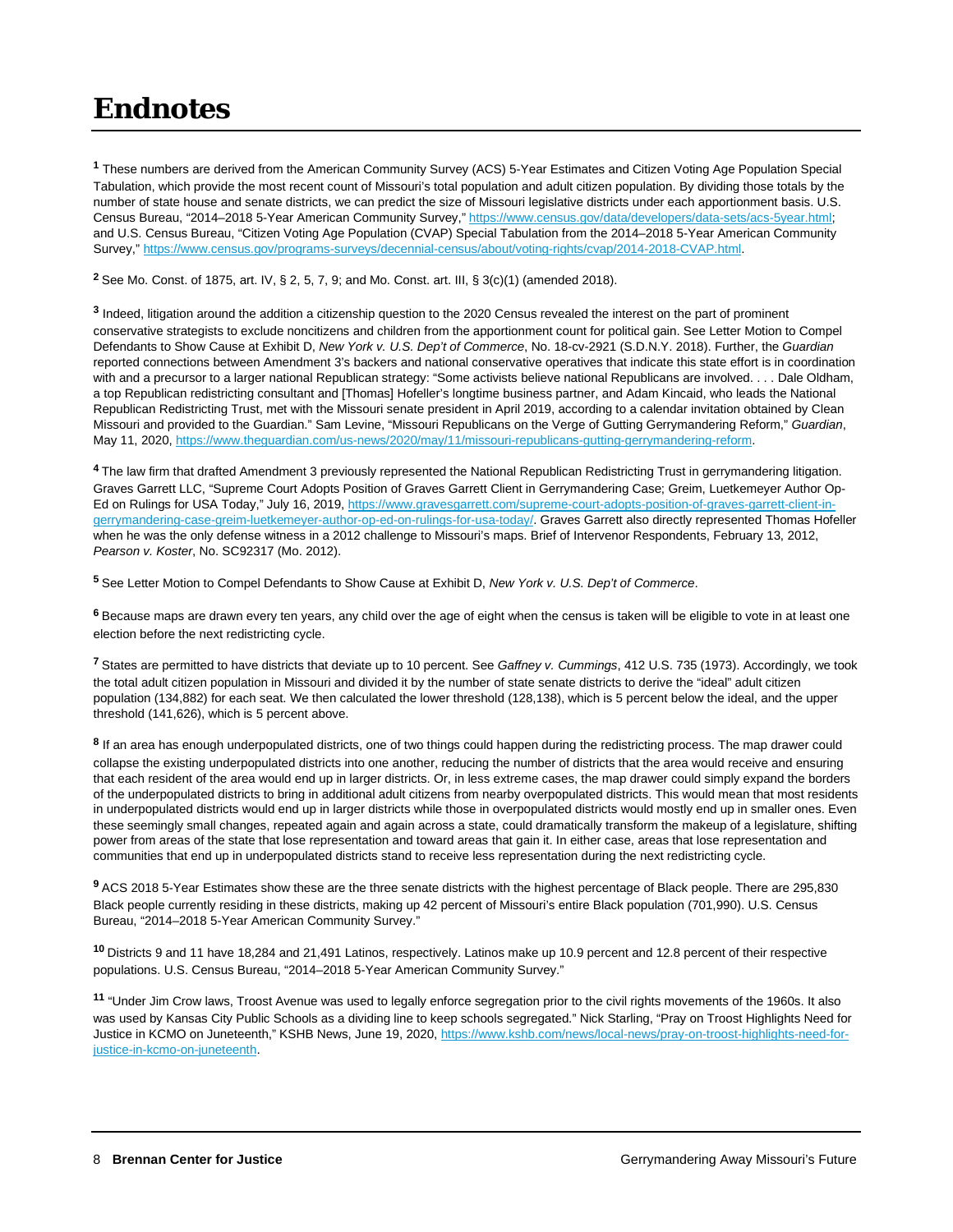# Endnotes

[1] These numbers are derived from the American Community Survey (ACS) 5-Year Estimates and Citizen Voting Age Population Special Tabulation, which provide the most recent count of Missouri's total population and adult citizen population. By dividing those totals by the number of state house and senate districts, we can predict the size of Missouri legislative districts under each apportionment basis. U.S. Census Bureau, "2014–2018 5-Year American Community Survey," https://www.census.gov/data/developers/data-sets/acs-5year.html; and U.S. Census Bureau, "Citizen Voting Age Population (CVAP) Special Tabulation from the 2014–2018 5-Year American Community Survey," https://www.census.gov/programs-surveys/decennial-census/about/voting-rights/cvap/2014-2018-CVAP.html.

[2] See Mo. Const. of 1875, art. IV, § 2, 5, 7, 9; and Mo. Const. art. III, § 3(c)(1) (amended 2018).

[3] Indeed, litigation around the addition a citizenship question to the 2020 Census revealed the interest on the part of prominent conservative strategists to exclude noncitizens and children from the apportionment count for political gain. See Letter Motion to Compel Defendants to Show Cause at Exhibit D, *New York v. U.S. Dep't of Commerce*, No. 18-cv-2921 (S.D.N.Y. 2018). Further, the *Guardian* reported connections between Amendment 3's backers and national conservative operatives that indicate this state effort is in coordination with and a precursor to a larger national Republican strategy: "Some activists believe national Republicans are involved. . . . Dale Oldham, a top Republican redistricting consultant and [Thomas] Hofeller's longtime business partner, and Adam Kincaid, who leads the National Republican Redistricting Trust, met with the Missouri senate president in April 2019, according to a calendar invitation obtained by Clean Missouri and provided to the Guardian." Sam Levine, "Missouri Republicans on the Verge of Gutting Gerrymandering Reform," *Guardian*, May 11, 2020, https://www.theguardian.com/us-news/2020/may/11/missouri-republicans-gutting-gerrymandering-reform.

[4] The law firm that drafted Amendment 3 previously represented the National Republican Redistricting Trust in gerrymandering litigation. Graves Garrett LLC, "Supreme Court Adopts Position of Graves Garrett Client in Gerrymandering Case; Greim, Luetkemeyer Author Op-Ed on Rulings for USA Today," July 16, 2019, https://www.gravesgarrett.com/supreme-court-adopts-position-of-graves-garrett-client-in-gerrymandering-case-greim-luetkemeyer-author-op-ed-on-rulings-for-usa-today/. Graves Garrett also directly represented Thomas Hofeller when he was the only defense witness in a 2012 challenge to Missouri's maps. Brief of Intervenor Respondents, February 13, 2012, *Pearson v. Koster*, No. SC92317 (Mo. 2012).

[5] See Letter Motion to Compel Defendants to Show Cause at Exhibit D, *New York v. U.S. Dep't of Commerce*.

[6] Because maps are drawn every ten years, any child over the age of eight when the census is taken will be eligible to vote in at least one election before the next redistricting cycle.

[7] States are permitted to have districts that deviate up to 10 percent. See *Gaffney v. Cummings*, 412 U.S. 735 (1973). Accordingly, we took the total adult citizen population in Missouri and divided it by the number of state senate districts to derive the "ideal" adult citizen population (134,882) for each seat. We then calculated the lower threshold (128,138), which is 5 percent below the ideal, and the upper threshold (141,626), which is 5 percent above.

[8] If an area has enough underpopulated districts, one of two things could happen during the redistricting process. The map drawer could collapse the existing underpopulated districts into one another, reducing the number of districts that the area would receive and ensuring that each resident of the area would end up in larger districts. Or, in less extreme cases, the map drawer could simply expand the borders of the underpopulated districts to bring in additional adult citizens from nearby overpopulated districts. This would mean that most residents in underpopulated districts would end up in larger districts while those in overpopulated districts would mostly end up in smaller ones. Even these seemingly small changes, repeated again and again across a state, could dramatically transform the makeup of a legislature, shifting power from areas of the state that lose representation and toward areas that gain it. In either case, areas that lose representation and communities that end up in underpopulated districts stand to receive less representation during the next redistricting cycle.

[9] ACS 2018 5-Year Estimates show these are the three senate districts with the highest percentage of Black people. There are 295,830 Black people currently residing in these districts, making up 42 percent of Missouri's entire Black population (701,990). U.S. Census Bureau, "2014–2018 5-Year American Community Survey."

[10] Districts 9 and 11 have 18,284 and 21,491 Latinos, respectively. Latinos make up 10.9 percent and 12.8 percent of their respective populations. U.S. Census Bureau, "2014–2018 5-Year American Community Survey."

[11] "Under Jim Crow laws, Troost Avenue was used to legally enforce segregation prior to the civil rights movements of the 1960s. It also was used by Kansas City Public Schools as a dividing line to keep schools segregated." Nick Starling, "Pray on Troost Highlights Need for Justice in KCMO on Juneteenth," KSHB News, June 19, 2020, https://www.kshb.com/news/local-news/pray-on-troost-highlights-need-for-justice-in-kcmo-on-juneteenth.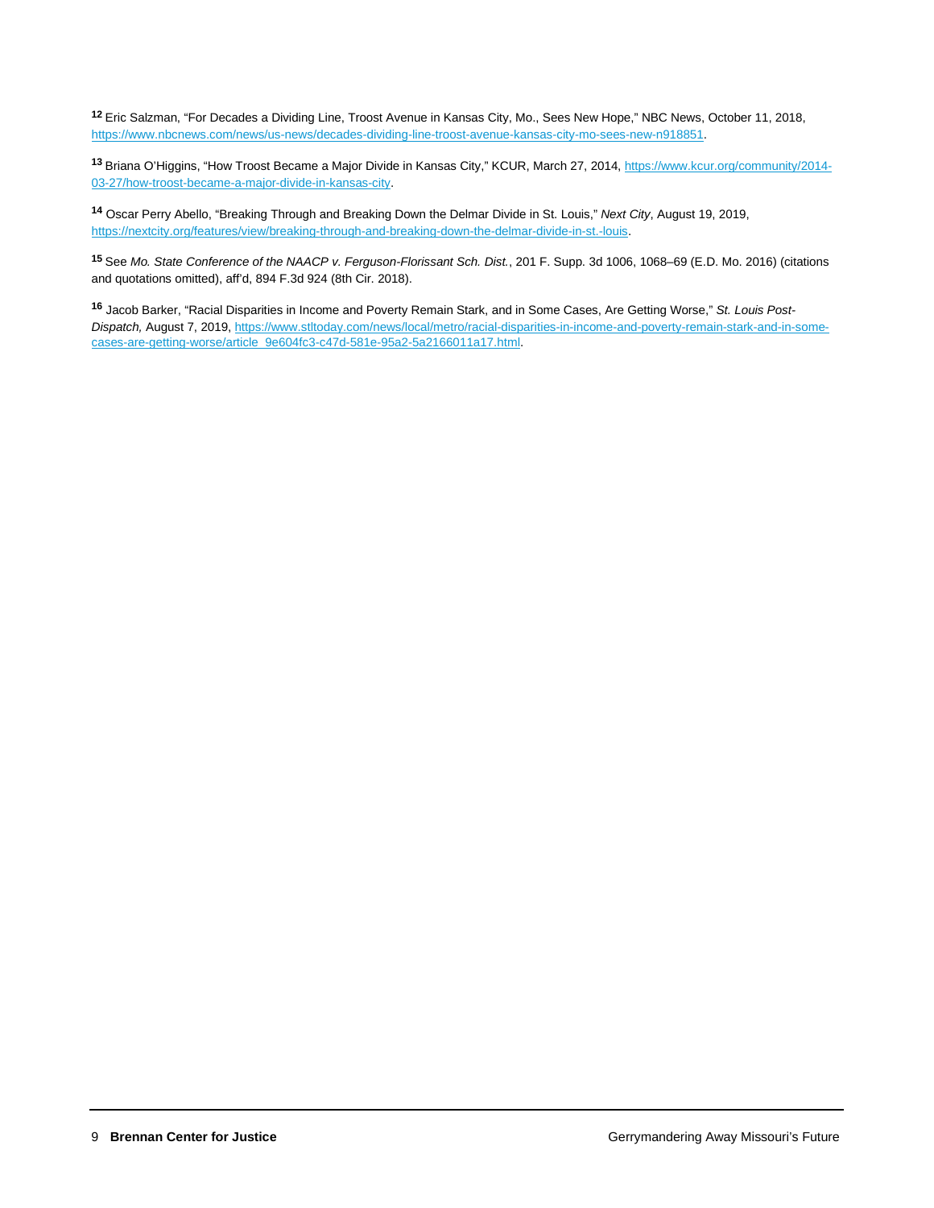[12] Eric Salzman, "For Decades a Dividing Line, Troost Avenue in Kansas City, Mo., Sees New Hope," NBC News, October 11, 2018, https://www.nbcnews.com/news/us-news/decades-dividing-line-troost-avenue-kansas-city-mo-sees-new-n918851.

[13] Briana O'Higgins, "How Troost Became a Major Divide in Kansas City," KCUR, March 27, 2014, https://www.kcur.org/community/2014-03-27/how-troost-became-a-major-divide-in-kansas-city.

[14] Oscar Perry Abello, "Breaking Through and Breaking Down the Delmar Divide in St. Louis," *Next City*, August 19, 2019, https://nextcity.org/features/view/breaking-through-and-breaking-down-the-delmar-divide-in-st.-louis.

[15] See *Mo. State Conference of the NAACP v. Ferguson-Florissant Sch. Dist.*, 201 F. Supp. 3d 1006, 1068–69 (E.D. Mo. 2016) (citations and quotations omitted), aff'd, 894 F.3d 924 (8th Cir. 2018).

[16] Jacob Barker, "Racial Disparities in Income and Poverty Remain Stark, and in Some Cases, Are Getting Worse," *St. Louis Post-Dispatch,* August 7, 2019, https://www.stltoday.com/news/local/metro/racial-disparities-in-income-and-poverty-remain-stark-and-in-some-cases-are-getting-worse/article_9e604fc3-c47d-581e-95a2-5a2166011a17.html.